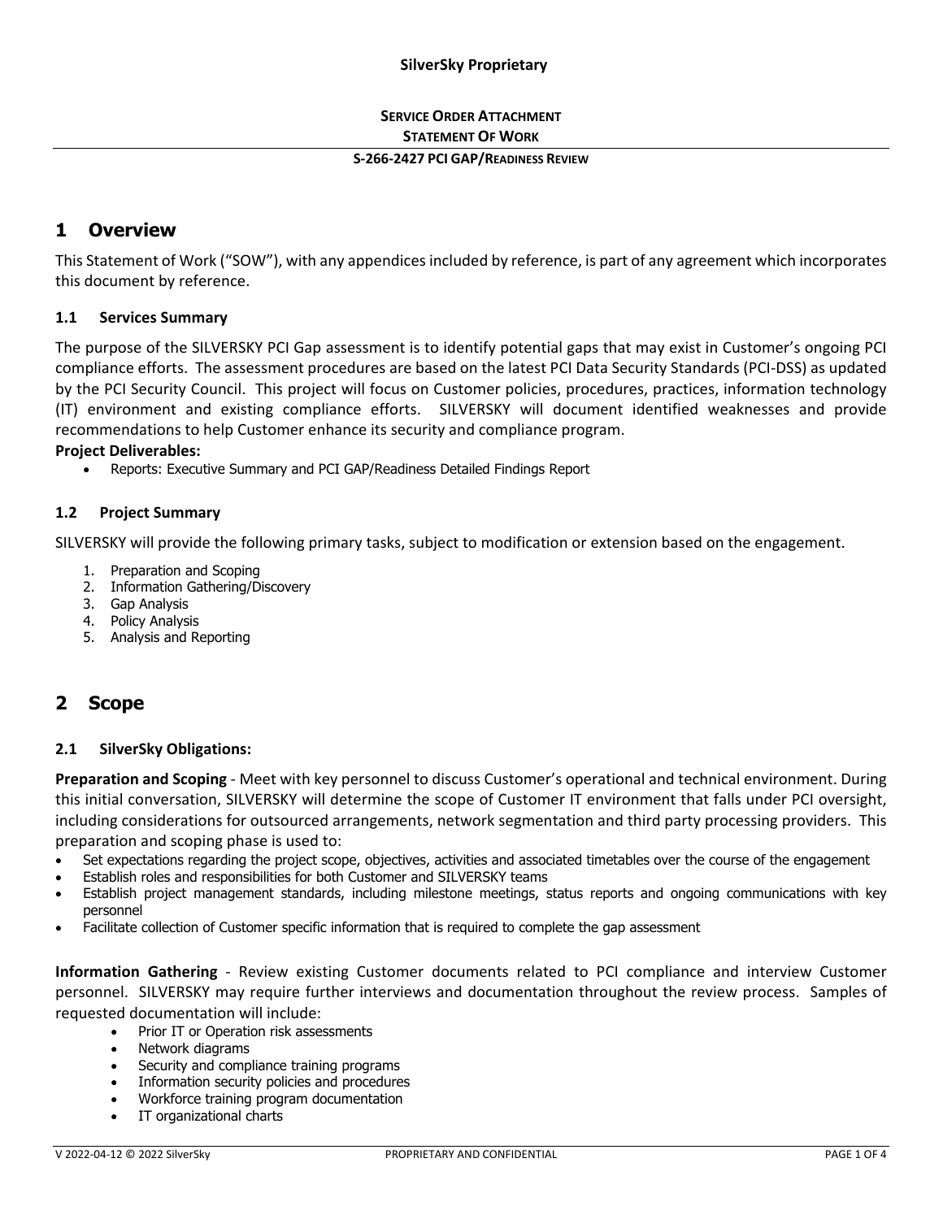**SilverSky Proprietary**

**SERVICE ORDER ATTACHMENT**
**STATEMENT OF WORK**

**S-266-2427 PCI GAP/READINESS REVIEW**

# 1 Overview

This Statement of Work ("SOW"), with any appendices included by reference, is part of any agreement which incorporates this document by reference.

### 1.1 Services Summary

The purpose of the SILVERSKY PCI Gap assessment is to identify potential gaps that may exist in Customer's ongoing PCI compliance efforts. The assessment procedures are based on the latest PCI Data Security Standards (PCI-DSS) as updated by the PCI Security Council. This project will focus on Customer policies, procedures, practices, information technology (IT) environment and existing compliance efforts. SILVERSKY will document identified weaknesses and provide recommendations to help Customer enhance its security and compliance program.

**Project Deliverables:**

- Reports: Executive Summary and PCI GAP/Readiness Detailed Findings Report

### 1.2 Project Summary

SILVERSKY will provide the following primary tasks, subject to modification or extension based on the engagement.

1. Preparation and Scoping
2. Information Gathering/Discovery
3. Gap Analysis
4. Policy Analysis
5. Analysis and Reporting

# 2 Scope

### 2.1 SilverSky Obligations:

**Preparation and Scoping** - Meet with key personnel to discuss Customer's operational and technical environment. During this initial conversation, SILVERSKY will determine the scope of Customer IT environment that falls under PCI oversight, including considerations for outsourced arrangements, network segmentation and third party processing providers. This preparation and scoping phase is used to:

- Set expectations regarding the project scope, objectives, activities and associated timetables over the course of the engagement
- Establish roles and responsibilities for both Customer and SILVERSKY teams
- Establish project management standards, including milestone meetings, status reports and ongoing communications with key personnel
- Facilitate collection of Customer specific information that is required to complete the gap assessment

**Information Gathering** - Review existing Customer documents related to PCI compliance and interview Customer personnel. SILVERSKY may require further interviews and documentation throughout the review process. Samples of requested documentation will include:

- Prior IT or Operation risk assessments
- Network diagrams
- Security and compliance training programs
- Information security policies and procedures
- Workforce training program documentation
- IT organizational charts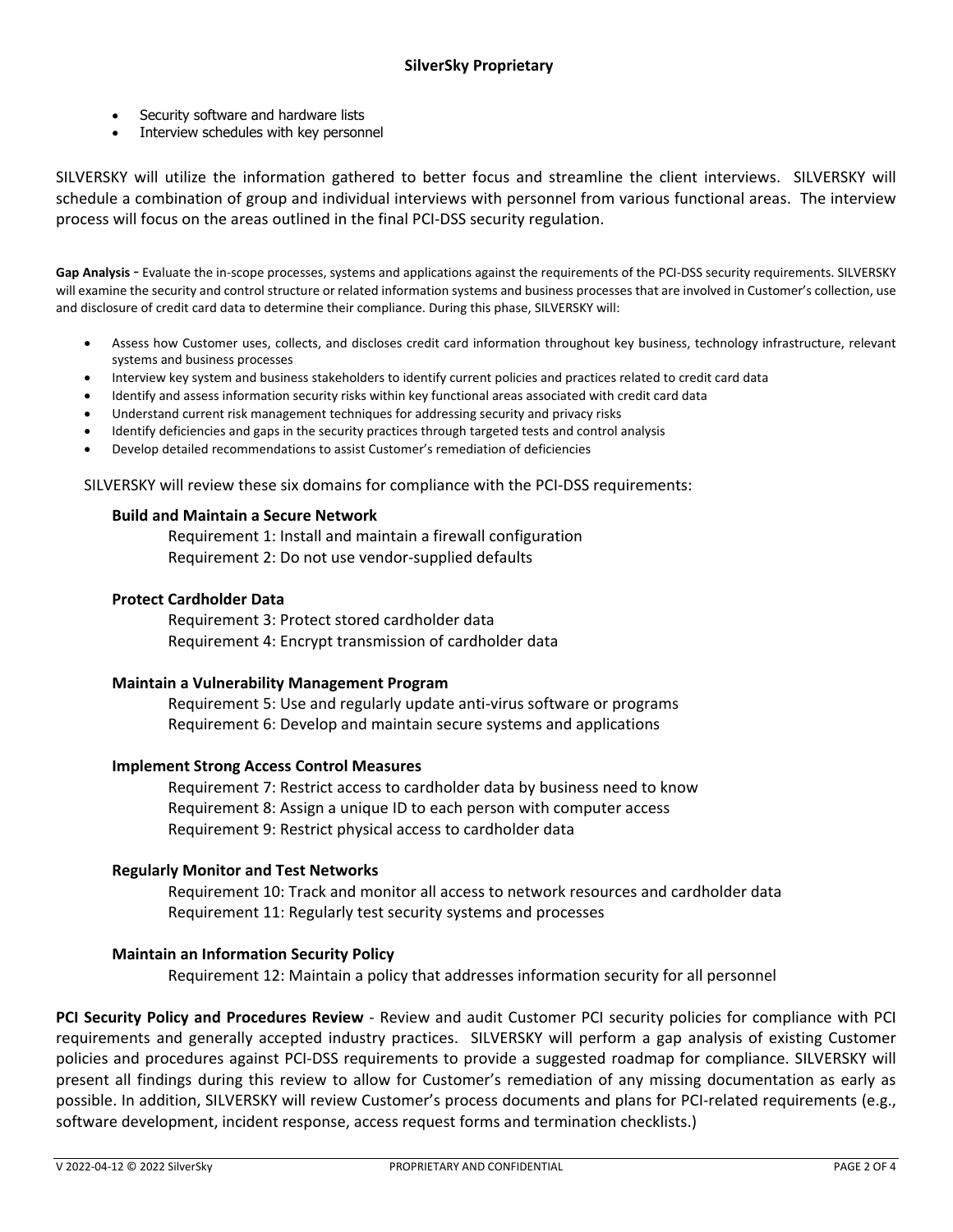- Security software and hardware lists
- Interview schedules with key personnel

SILVERSKY will utilize the information gathered to better focus and streamline the client interviews. SILVERSKY will schedule a combination of group and individual interviews with personnel from various functional areas. The interview process will focus on the areas outlined in the final PCI-DSS security regulation.

**Gap Analysis** - Evaluate the in-scope processes, systems and applications against the requirements of the PCI-DSS security requirements. SILVERSKY will examine the security and control structure or related information systems and business processes that are involved in Customer's collection, use and disclosure of credit card data to determine their compliance. During this phase, SILVERSKY will:

- Assess how Customer uses, collects, and discloses credit card information throughout key business, technology infrastructure, relevant systems and business processes
- Interview key system and business stakeholders to identify current policies and practices related to credit card data
- Identify and assess information security risks within key functional areas associated with credit card data
- Understand current risk management techniques for addressing security and privacy risks
- Identify deficiencies and gaps in the security practices through targeted tests and control analysis
- Develop detailed recommendations to assist Customer's remediation of deficiencies

SILVERSKY will review these six domains for compliance with the PCI-DSS requirements:

**Build and Maintain a Secure Network**

Requirement 1: Install and maintain a firewall configuration
Requirement 2: Do not use vendor-supplied defaults

**Protect Cardholder Data**

Requirement 3: Protect stored cardholder data
Requirement 4: Encrypt transmission of cardholder data

**Maintain a Vulnerability Management Program**

Requirement 5: Use and regularly update anti-virus software or programs
Requirement 6: Develop and maintain secure systems and applications

**Implement Strong Access Control Measures**

Requirement 7: Restrict access to cardholder data by business need to know
Requirement 8: Assign a unique ID to each person with computer access
Requirement 9: Restrict physical access to cardholder data

**Regularly Monitor and Test Networks**

Requirement 10: Track and monitor all access to network resources and cardholder data
Requirement 11: Regularly test security systems and processes

**Maintain an Information Security Policy**

Requirement 12: Maintain a policy that addresses information security for all personnel

**PCI Security Policy and Procedures Review** - Review and audit Customer PCI security policies for compliance with PCI requirements and generally accepted industry practices. SILVERSKY will perform a gap analysis of existing Customer policies and procedures against PCI-DSS requirements to provide a suggested roadmap for compliance. SILVERSKY will present all findings during this review to allow for Customer's remediation of any missing documentation as early as possible. In addition, SILVERSKY will review Customer's process documents and plans for PCI-related requirements (e.g., software development, incident response, access request forms and termination checklists.)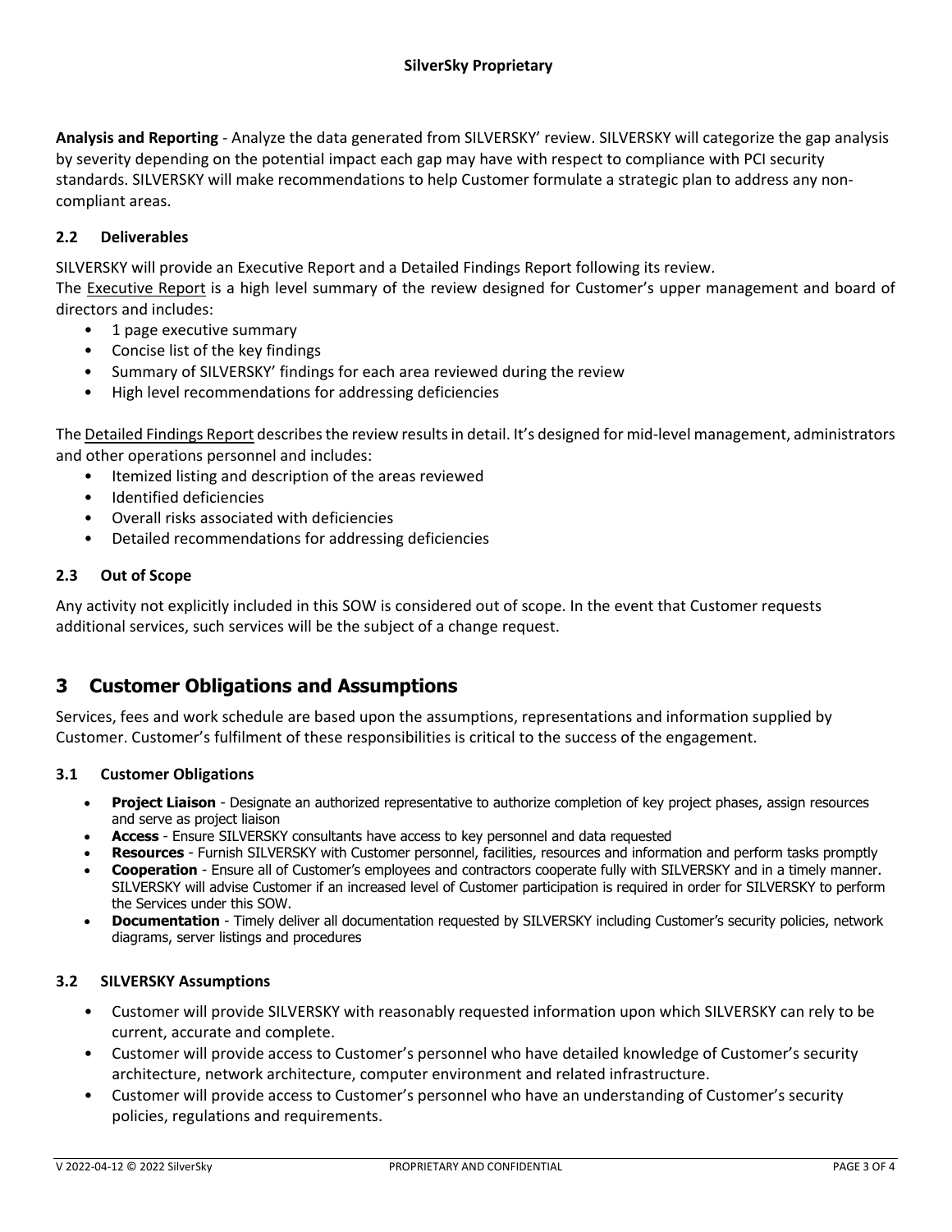**Analysis and Reporting** - Analyze the data generated from SILVERSKY' review. SILVERSKY will categorize the gap analysis by severity depending on the potential impact each gap may have with respect to compliance with PCI security standards. SILVERSKY will make recommendations to help Customer formulate a strategic plan to address any non-compliant areas.

### 2.2 Deliverables

SILVERSKY will provide an Executive Report and a Detailed Findings Report following its review.
The Executive Report is a high level summary of the review designed for Customer's upper management and board of directors and includes:

- 1 page executive summary
- Concise list of the key findings
- Summary of SILVERSKY' findings for each area reviewed during the review
- High level recommendations for addressing deficiencies

The Detailed Findings Report describes the review results in detail. It's designed for mid-level management, administrators and other operations personnel and includes:

- Itemized listing and description of the areas reviewed
- Identified deficiencies
- Overall risks associated with deficiencies
- Detailed recommendations for addressing deficiencies

### 2.3 Out of Scope

Any activity not explicitly included in this SOW is considered out of scope. In the event that Customer requests additional services, such services will be the subject of a change request.

## 3 Customer Obligations and Assumptions

Services, fees and work schedule are based upon the assumptions, representations and information supplied by Customer. Customer's fulfilment of these responsibilities is critical to the success of the engagement.

### 3.1 Customer Obligations

- **Project Liaison** - Designate an authorized representative to authorize completion of key project phases, assign resources and serve as project liaison
- **Access** - Ensure SILVERSKY consultants have access to key personnel and data requested
- **Resources** - Furnish SILVERSKY with Customer personnel, facilities, resources and information and perform tasks promptly
- **Cooperation** - Ensure all of Customer's employees and contractors cooperate fully with SILVERSKY and in a timely manner. SILVERSKY will advise Customer if an increased level of Customer participation is required in order for SILVERSKY to perform the Services under this SOW.
- **Documentation** - Timely deliver all documentation requested by SILVERSKY including Customer's security policies, network diagrams, server listings and procedures

### 3.2 SILVERSKY Assumptions

- Customer will provide SILVERSKY with reasonably requested information upon which SILVERSKY can rely to be current, accurate and complete.
- Customer will provide access to Customer's personnel who have detailed knowledge of Customer's security architecture, network architecture, computer environment and related infrastructure.
- Customer will provide access to Customer's personnel who have an understanding of Customer's security policies, regulations and requirements.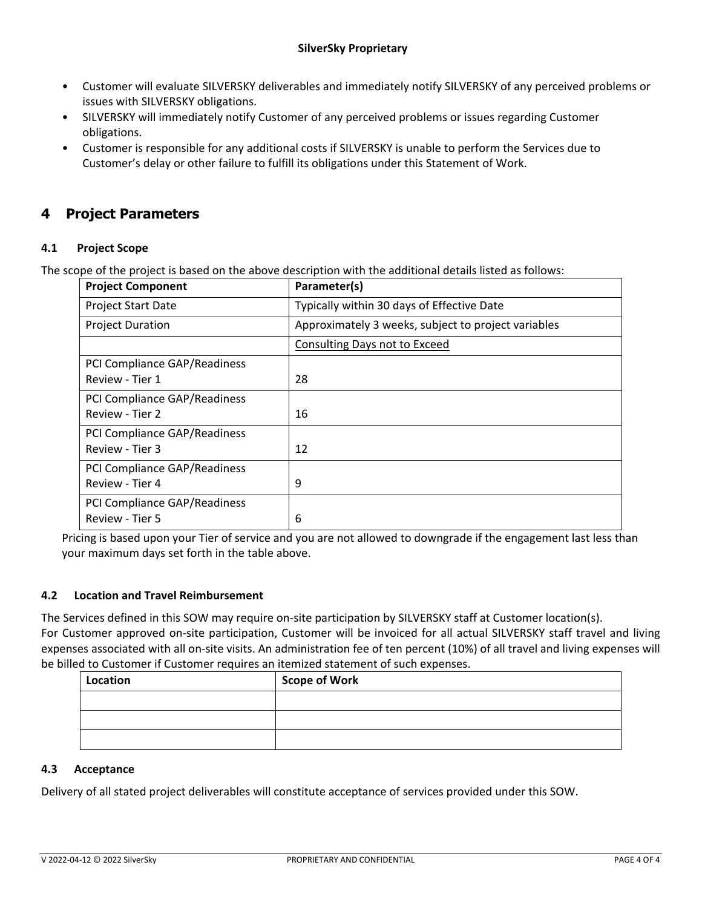- Customer will evaluate SILVERSKY deliverables and immediately notify SILVERSKY of any perceived problems or issues with SILVERSKY obligations.
- SILVERSKY will immediately notify Customer of any perceived problems or issues regarding Customer obligations.
- Customer is responsible for any additional costs if SILVERSKY is unable to perform the Services due to Customer's delay or other failure to fulfill its obligations under this Statement of Work.

# 4 Project Parameters

### 4.1 Project Scope

The scope of the project is based on the above description with the additional details listed as follows:

| Project Component | Parameter(s) |
|---|---|
| Project Start Date | Typically within 30 days of Effective Date |
| Project Duration | Approximately 3 weeks, subject to project variables |
| | Consulting Days not to Exceed |
| PCI Compliance GAP/Readiness Review - Tier 1 | 28 |
| PCI Compliance GAP/Readiness Review - Tier 2 | 16 |
| PCI Compliance GAP/Readiness Review - Tier 3 | 12 |
| PCI Compliance GAP/Readiness Review - Tier 4 | 9 |
| PCI Compliance GAP/Readiness Review - Tier 5 | 6 |

Pricing is based upon your Tier of service and you are not allowed to downgrade if the engagement last less than your maximum days set forth in the table above.

### 4.2 Location and Travel Reimbursement

The Services defined in this SOW may require on-site participation by SILVERSKY staff at Customer location(s).
For Customer approved on-site participation, Customer will be invoiced for all actual SILVERSKY staff travel and living expenses associated with all on-site visits. An administration fee of ten percent (10%) of all travel and living expenses will be billed to Customer if Customer requires an itemized statement of such expenses.

| Location | Scope of Work |
|---|---|
| | |
| | |
| | |

### 4.3 Acceptance

Delivery of all stated project deliverables will constitute acceptance of services provided under this SOW.